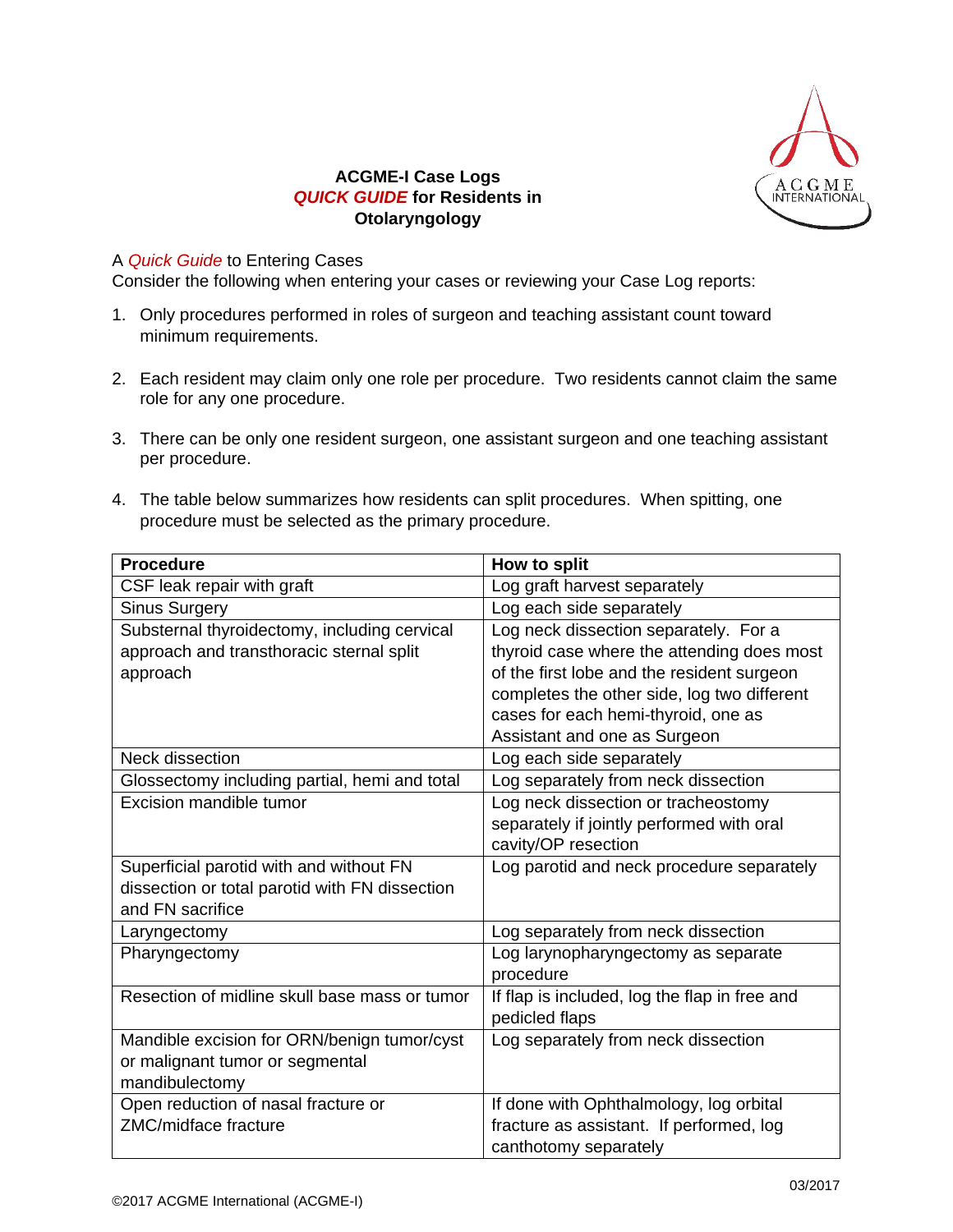# ACGME-I Case Logs *QUICK GUIDE* for Residents in Otolaryngology

A *Quick Guide* to Entering Cases

Consider the following when entering your cases or reviewing your Case Log reports:

1. Only procedures performed in roles of surgeon and teaching assistant count toward minimum requirements.

2. Each resident may claim only one role per procedure. Two residents cannot claim the same role for any one procedure.

3. There can be only one resident surgeon, one assistant surgeon and one teaching assistant per procedure.

4. The table below summarizes how residents can split procedures. When spitting, one procedure must be selected as the primary procedure.

| Procedure | How to split |
| --- | --- |
| CSF leak repair with graft | Log graft harvest separately |
| Sinus Surgery | Log each side separately |
| Substernal thyroidectomy, including cervical approach and transthoracic sternal split approach | Log neck dissection separately. For a thyroid case where the attending does most of the first lobe and the resident surgeon completes the other side, log two different cases for each hemi-thyroid, one as Assistant and one as Surgeon |
| Neck dissection | Log each side separately |
| Glossectomy including partial, hemi and total | Log separately from neck dissection |
| Excision mandible tumor | Log neck dissection or tracheostomy separately if jointly performed with oral cavity/OP resection |
| Superficial parotid with and without FN dissection or total parotid with FN dissection and FN sacrifice | Log parotid and neck procedure separately |
| Laryngectomy | Log separately from neck dissection |
| Pharyngectomy | Log larynopharyngectomy as separate procedure |
| Resection of midline skull base mass or tumor | If flap is included, log the flap in free and pedicled flaps |
| Mandible excision for ORN/benign tumor/cyst or malignant tumor or segmental mandibulectomy | Log separately from neck dissection |
| Open reduction of nasal fracture or ZMC/midface fracture | If done with Ophthalmology, log orbital fracture as assistant. If performed, log canthotomy separately |

03/2017

©2017 ACGME International (ACGME-I)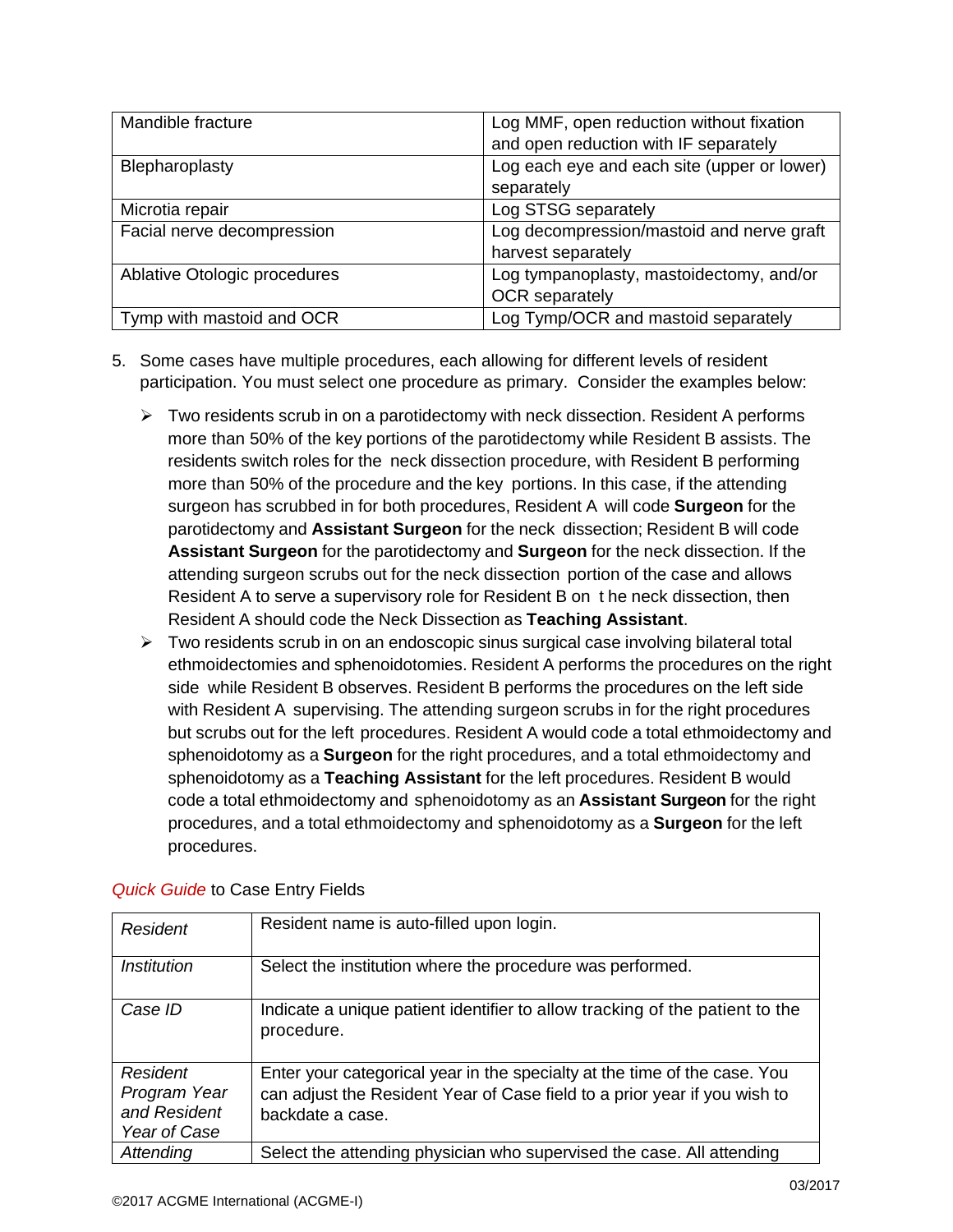| Mandible fracture | Log MMF, open reduction without fixation and open reduction with IF separately |
|---|---|
| Blepharoplasty | Log each eye and each site (upper or lower) separately |
| Microtia repair | Log STSG separately |
| Facial nerve decompression | Log decompression/mastoid and nerve graft harvest separately |
| Ablative Otologic procedures | Log tympanoplasty, mastoidectomy, and/or OCR separately |
| Tymp with mastoid and OCR | Log Tymp/OCR and mastoid separately |

5. Some cases have multiple procedures, each allowing for different levels of resident participation. You must select one procedure as primary. Consider the examples below:

   - Two residents scrub in on a parotidectomy with neck dissection. Resident A performs more than 50% of the key portions of the parotidectomy while Resident B assists. The residents switch roles for the neck dissection procedure, with Resident B performing more than 50% of the procedure and the key portions. In this case, if the attending surgeon has scrubbed in for both procedures, Resident A will code **Surgeon** for the parotidectomy and **Assistant Surgeon** for the neck dissection; Resident B will code **Assistant Surgeon** for the parotidectomy and **Surgeon** for the neck dissection. If the attending surgeon scrubs out for the neck dissection portion of the case and allows Resident A to serve a supervisory role for Resident B on the neck dissection, then Resident A should code the Neck Dissection as **Teaching Assistant**.
   - Two residents scrub in on an endoscopic sinus surgical case involving bilateral total ethmoidectomies and sphenoidotomies. Resident A performs the procedures on the right side while Resident B observes. Resident B performs the procedures on the left side with Resident A supervising. The attending surgeon scrubs in for the right procedures but scrubs out for the left procedures. Resident A would code a total ethmoidectomy and sphenoidotomy as a **Surgeon** for the right procedures, and a total ethmoidectomy and sphenoidotomy as a **Teaching Assistant** for the left procedures. Resident B would code a total ethmoidectomy and sphenoidotomy as an **Assistant Surgeon** for the right procedures, and a total ethmoidectomy and sphenoidotomy as a **Surgeon** for the left procedures.

*Quick Guide* to Case Entry Fields

| *Resident* | Resident name is auto-filled upon login. |
|---|---|
| *Institution* | Select the institution where the procedure was performed. |
| *Case ID* | Indicate a unique patient identifier to allow tracking of the patient to the procedure. |
| *Resident Program Year and Resident Year of Case* | Enter your categorical year in the specialty at the time of the case. You can adjust the Resident Year of Case field to a prior year if you wish to backdate a case. |
| *Attending* | Select the attending physician who supervised the case. All attending |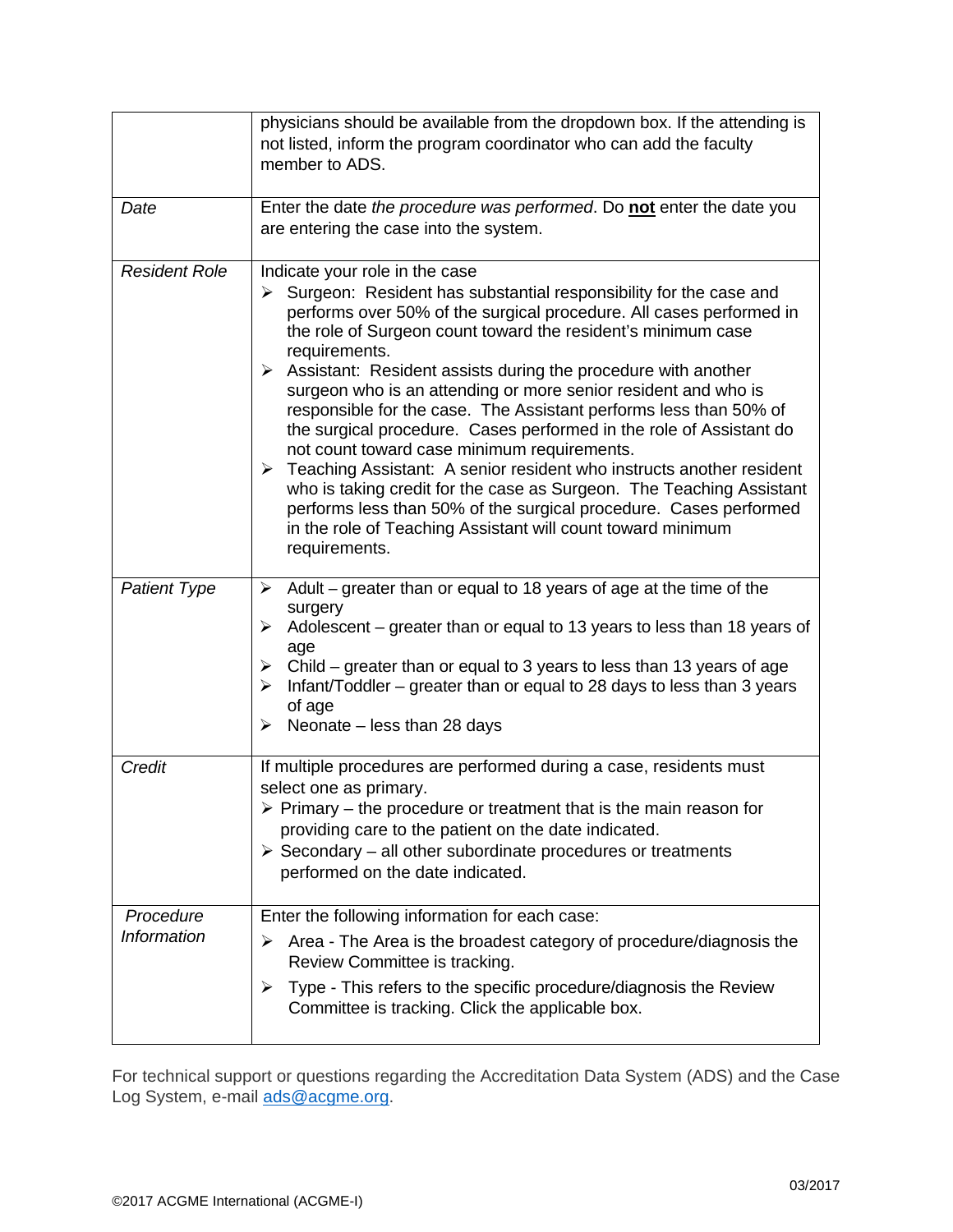| | |
|---|---|
| | physicians should be available from the dropdown box. If the attending is not listed, inform the program coordinator who can add the faculty member to ADS. |
| *Date* | Enter the date *the procedure was performed*. Do **not** enter the date you are entering the case into the system. |
| *Resident Role* | Indicate your role in the case<br>➢ Surgeon: Resident has substantial responsibility for the case and performs over 50% of the surgical procedure. All cases performed in the role of Surgeon count toward the resident's minimum case requirements.<br>➢ Assistant: Resident assists during the procedure with another surgeon who is an attending or more senior resident and who is responsible for the case. The Assistant performs less than 50% of the surgical procedure. Cases performed in the role of Assistant do not count toward case minimum requirements.<br>➢ Teaching Assistant: A senior resident who instructs another resident who is taking credit for the case as Surgeon. The Teaching Assistant performs less than 50% of the surgical procedure. Cases performed in the role of Teaching Assistant will count toward minimum requirements. |
| *Patient Type* | ➢ Adult – greater than or equal to 18 years of age at the time of the surgery<br>➢ Adolescent – greater than or equal to 13 years to less than 18 years of age<br>➢ Child – greater than or equal to 3 years to less than 13 years of age<br>➢ Infant/Toddler – greater than or equal to 28 days to less than 3 years of age<br>➢ Neonate – less than 28 days |
| *Credit* | If multiple procedures are performed during a case, residents must select one as primary.<br>➢ Primary – the procedure or treatment that is the main reason for providing care to the patient on the date indicated.<br>➢ Secondary – all other subordinate procedures or treatments performed on the date indicated. |
| *Procedure Information* | Enter the following information for each case:<br>➢ Area - The Area is the broadest category of procedure/diagnosis the Review Committee is tracking.<br>➢ Type - This refers to the specific procedure/diagnosis the Review Committee is tracking. Click the applicable box. |

For technical support or questions regarding the Accreditation Data System (ADS) and the Case Log System, e-mail ads@acgme.org.

03/2017

©2017 ACGME International (ACGME-I)